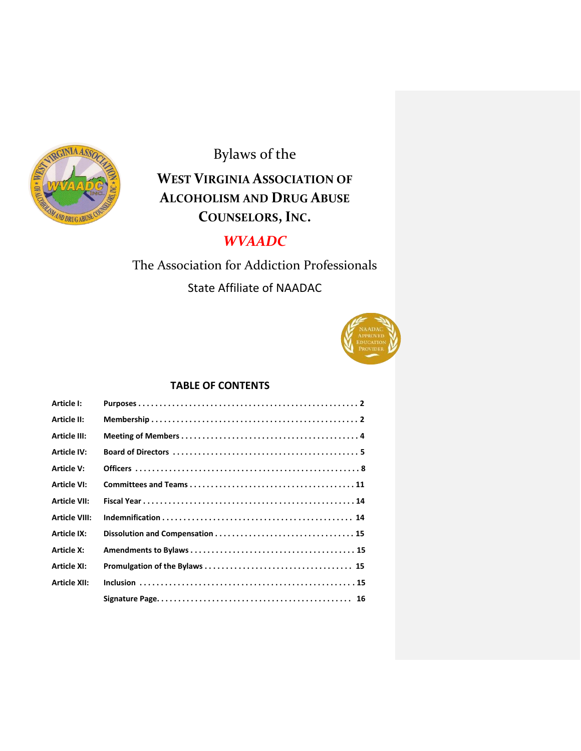# Bylaws of the

# WEST VIRGINIA ASSOCIATION OF ALCOHOLISM AND DRUG ABUSE COUNSELORS, INC.

## *WVAADC*

The Association for Addiction Professionals

State Affiliate of NAADAC

## TABLE OF CONTENTS

| | | |
|---|---|---|
| **Article I:** | **Purposes** | **2** |
| **Article II:** | **Membership** | **2** |
| **Article III:** | **Meeting of Members** | **4** |
| **Article IV:** | **Board of Directors** | **5** |
| **Article V:** | **Officers** | **8** |
| **Article VI:** | **Committees and Teams** | **11** |
| **Article VII:** | **Fiscal Year** | **14** |
| **Article VIII:** | **Indemnification** | **14** |
| **Article IX:** | **Dissolution and Compensation** | **15** |
| **Article X:** | **Amendments to Bylaws** | **15** |
| **Article XI:** | **Promulgation of the Bylaws** | **15** |
| **Article XII:** | **Inclusion** | **15** |
| | **Signature Page** | **16** |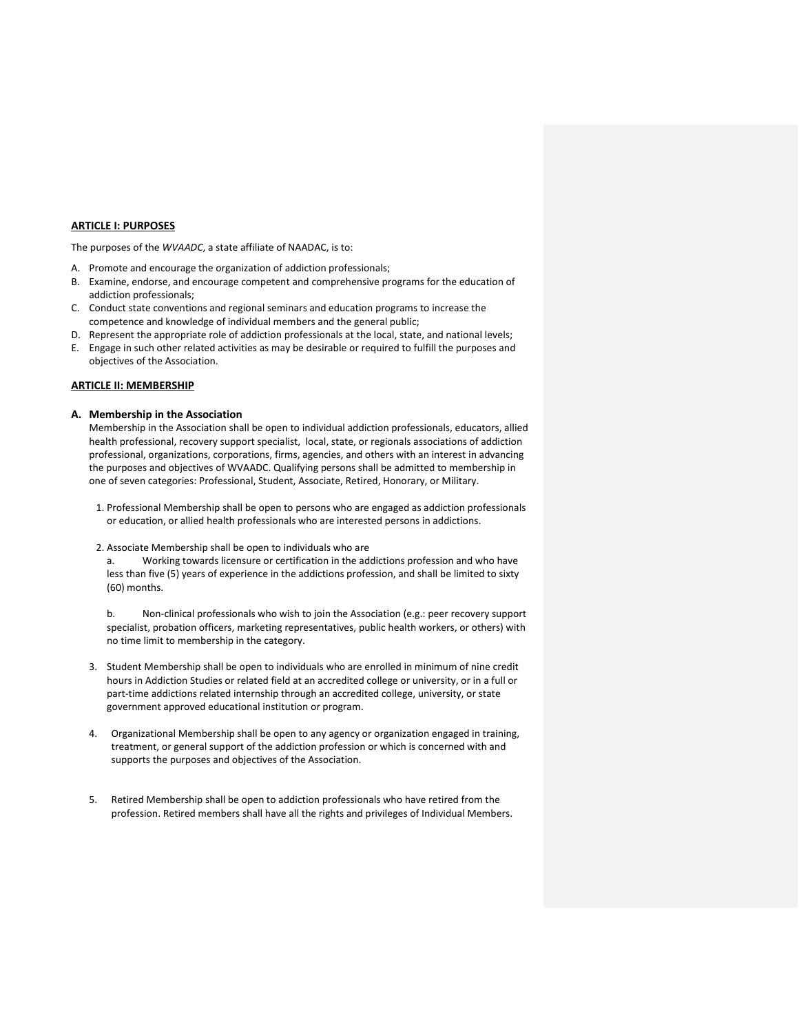## ARTICLE I: PURPOSES

The purposes of the *WVAADC*, a state affiliate of NAADAC, is to:

A. Promote and encourage the organization of addiction professionals;
B. Examine, endorse, and encourage competent and comprehensive programs for the education of addiction professionals;
C. Conduct state conventions and regional seminars and education programs to increase the competence and knowledge of individual members and the general public;
D. Represent the appropriate role of addiction professionals at the local, state, and national levels;
E. Engage in such other related activities as may be desirable or required to fulfill the purposes and objectives of the Association.

## ARTICLE II: MEMBERSHIP

### A. Membership in the Association

Membership in the Association shall be open to individual addiction professionals, educators, allied health professional, recovery support specialist, local, state, or regionals associations of addiction professional, organizations, corporations, firms, agencies, and others with an interest in advancing the purposes and objectives of WVAADC. Qualifying persons shall be admitted to membership in one of seven categories: Professional, Student, Associate, Retired, Honorary, or Military.

1. Professional Membership shall be open to persons who are engaged as addiction professionals or education, or allied health professionals who are interested persons in addictions.

2. Associate Membership shall be open to individuals who are

   a. Working towards licensure or certification in the addictions profession and who have less than five (5) years of experience in the addictions profession, and shall be limited to sixty (60) months.

   b. Non-clinical professionals who wish to join the Association (e.g.: peer recovery support specialist, probation officers, marketing representatives, public health workers, or others) with no time limit to membership in the category.

3. Student Membership shall be open to individuals who are enrolled in minimum of nine credit hours in Addiction Studies or related field at an accredited college or university, or in a full or part-time addictions related internship through an accredited college, university, or state government approved educational institution or program.

4. Organizational Membership shall be open to any agency or organization engaged in training, treatment, or general support of the addiction profession or which is concerned with and supports the purposes and objectives of the Association.

5. Retired Membership shall be open to addiction professionals who have retired from the profession. Retired members shall have all the rights and privileges of Individual Members.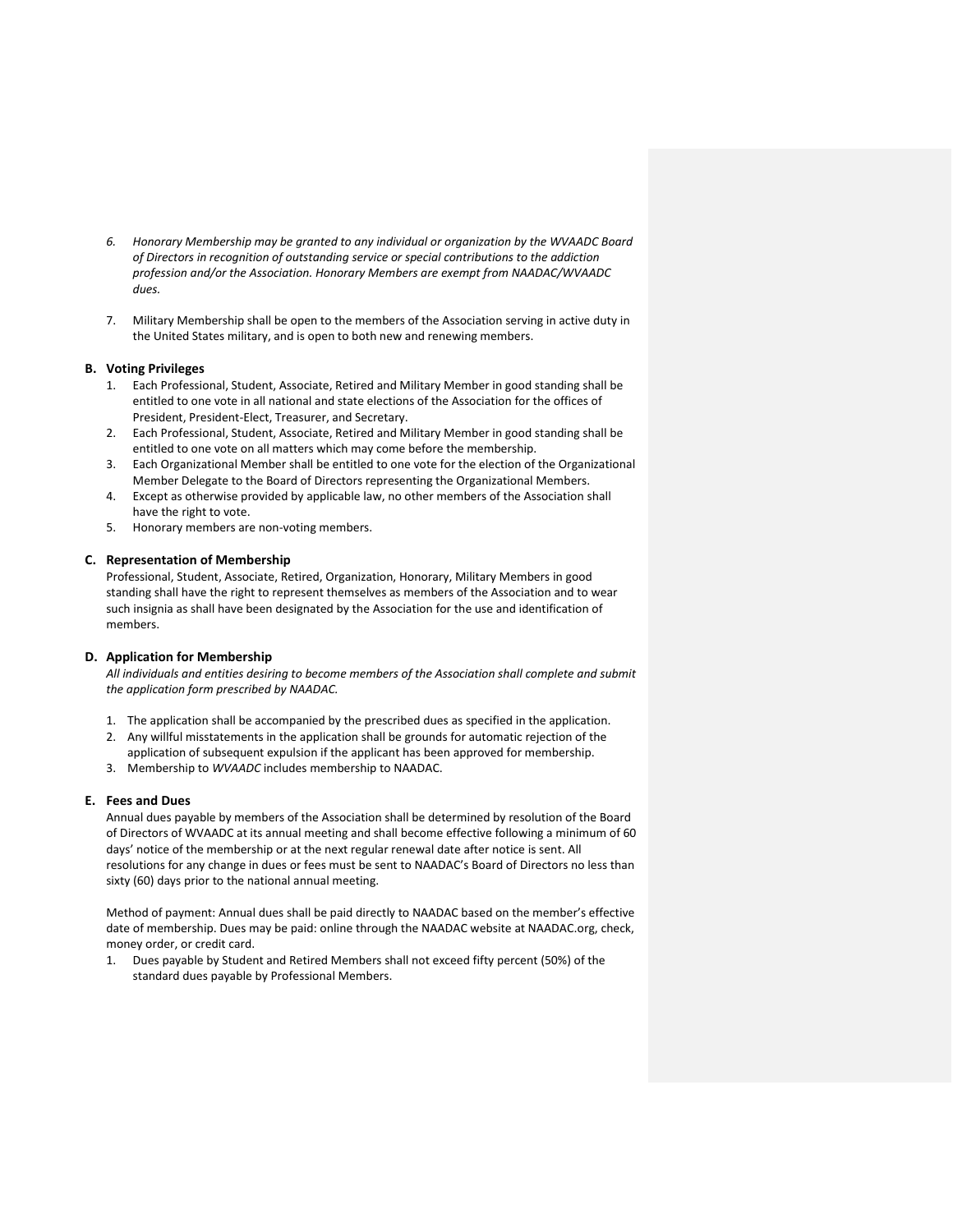6. *Honorary Membership may be granted to any individual or organization by the WVAADC Board of Directors in recognition of outstanding service or special contributions to the addiction profession and/or the Association. Honorary Members are exempt from NAADAC/WVAADC dues.*

7. Military Membership shall be open to the members of the Association serving in active duty in the United States military, and is open to both new and renewing members.

**B. Voting Privileges**

1. Each Professional, Student, Associate, Retired and Military Member in good standing shall be entitled to one vote in all national and state elections of the Association for the offices of President, President-Elect, Treasurer, and Secretary.
2. Each Professional, Student, Associate, Retired and Military Member in good standing shall be entitled to one vote on all matters which may come before the membership.
3. Each Organizational Member shall be entitled to one vote for the election of the Organizational Member Delegate to the Board of Directors representing the Organizational Members.
4. Except as otherwise provided by applicable law, no other members of the Association shall have the right to vote.
5. Honorary members are non-voting members.

**C. Representation of Membership**

Professional, Student, Associate, Retired, Organization, Honorary, Military Members in good standing shall have the right to represent themselves as members of the Association and to wear such insignia as shall have been designated by the Association for the use and identification of members.

**D. Application for Membership**

*All individuals and entities desiring to become members of the Association shall complete and submit the application form prescribed by NAADAC.*

1. The application shall be accompanied by the prescribed dues as specified in the application.
2. Any willful misstatements in the application shall be grounds for automatic rejection of the application of subsequent expulsion if the applicant has been approved for membership.
3. Membership to *WVAADC* includes membership to NAADAC.

**E. Fees and Dues**

Annual dues payable by members of the Association shall be determined by resolution of the Board of Directors of WVAADC at its annual meeting and shall become effective following a minimum of 60 days' notice of the membership or at the next regular renewal date after notice is sent. All resolutions for any change in dues or fees must be sent to NAADAC's Board of Directors no less than sixty (60) days prior to the national annual meeting.

Method of payment: Annual dues shall be paid directly to NAADAC based on the member's effective date of membership. Dues may be paid: online through the NAADAC website at NAADAC.org, check, money order, or credit card.

1. Dues payable by Student and Retired Members shall not exceed fifty percent (50%) of the standard dues payable by Professional Members.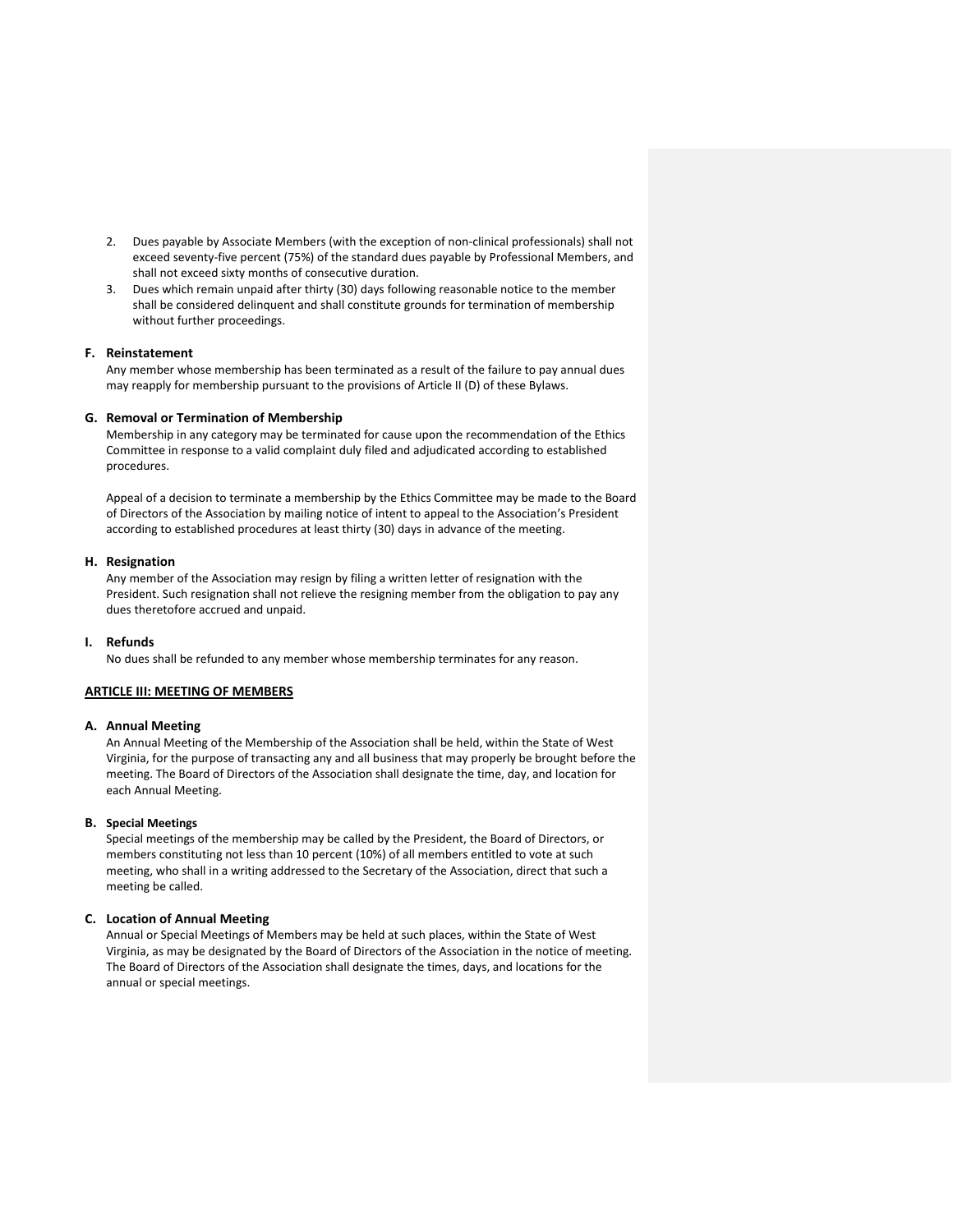2. Dues payable by Associate Members (with the exception of non-clinical professionals) shall not exceed seventy-five percent (75%) of the standard dues payable by Professional Members, and shall not exceed sixty months of consecutive duration.
3. Dues which remain unpaid after thirty (30) days following reasonable notice to the member shall be considered delinquent and shall constitute grounds for termination of membership without further proceedings.

**F. Reinstatement**

Any member whose membership has been terminated as a result of the failure to pay annual dues may reapply for membership pursuant to the provisions of Article II (D) of these Bylaws.

**G. Removal or Termination of Membership**

Membership in any category may be terminated for cause upon the recommendation of the Ethics Committee in response to a valid complaint duly filed and adjudicated according to established procedures.

Appeal of a decision to terminate a membership by the Ethics Committee may be made to the Board of Directors of the Association by mailing notice of intent to appeal to the Association's President according to established procedures at least thirty (30) days in advance of the meeting.

**H. Resignation**

Any member of the Association may resign by filing a written letter of resignation with the President. Such resignation shall not relieve the resigning member from the obligation to pay any dues theretofore accrued and unpaid.

**I. Refunds**

No dues shall be refunded to any member whose membership terminates for any reason.

## ARTICLE III: MEETING OF MEMBERS

**A. Annual Meeting**

An Annual Meeting of the Membership of the Association shall be held, within the State of West Virginia, for the purpose of transacting any and all business that may properly be brought before the meeting. The Board of Directors of the Association shall designate the time, day, and location for each Annual Meeting.

**B. Special Meetings**

Special meetings of the membership may be called by the President, the Board of Directors, or members constituting not less than 10 percent (10%) of all members entitled to vote at such meeting, who shall in a writing addressed to the Secretary of the Association, direct that such a meeting be called.

**C. Location of Annual Meeting**

Annual or Special Meetings of Members may be held at such places, within the State of West Virginia, as may be designated by the Board of Directors of the Association in the notice of meeting. The Board of Directors of the Association shall designate the times, days, and locations for the annual or special meetings.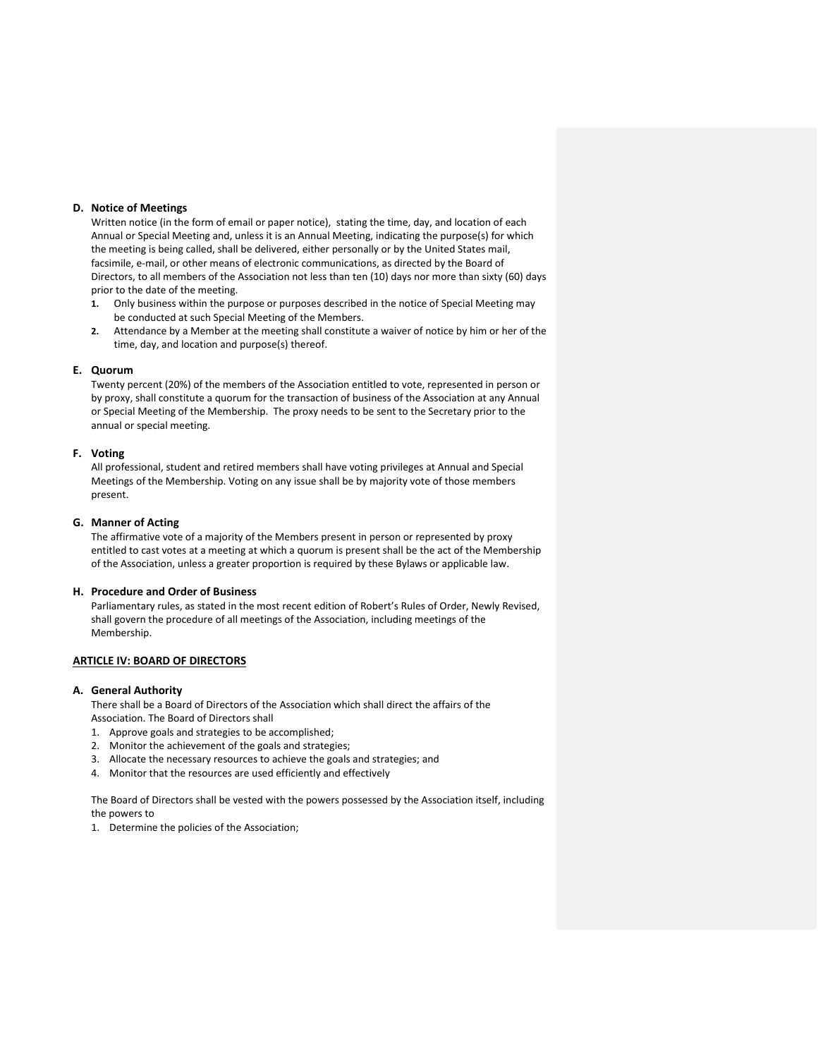### D. Notice of Meetings

Written notice (in the form of email or paper notice), stating the time, day, and location of each Annual or Special Meeting and, unless it is an Annual Meeting, indicating the purpose(s) for which the meeting is being called, shall be delivered, either personally or by the United States mail, facsimile, e-mail, or other means of electronic communications, as directed by the Board of Directors, to all members of the Association not less than ten (10) days nor more than sixty (60) days prior to the date of the meeting.

1. Only business within the purpose or purposes described in the notice of Special Meeting may be conducted at such Special Meeting of the Members.
2. Attendance by a Member at the meeting shall constitute a waiver of notice by him or her of the time, day, and location and purpose(s) thereof.

### E. Quorum

Twenty percent (20%) of the members of the Association entitled to vote, represented in person or by proxy, shall constitute a quorum for the transaction of business of the Association at any Annual or Special Meeting of the Membership. The proxy needs to be sent to the Secretary prior to the annual or special meeting.

### F. Voting

All professional, student and retired members shall have voting privileges at Annual and Special Meetings of the Membership. Voting on any issue shall be by majority vote of those members present.

### G. Manner of Acting

The affirmative vote of a majority of the Members present in person or represented by proxy entitled to cast votes at a meeting at which a quorum is present shall be the act of the Membership of the Association, unless a greater proportion is required by these Bylaws or applicable law.

### H. Procedure and Order of Business

Parliamentary rules, as stated in the most recent edition of Robert's Rules of Order, Newly Revised, shall govern the procedure of all meetings of the Association, including meetings of the Membership.

## ARTICLE IV: BOARD OF DIRECTORS

### A. General Authority

There shall be a Board of Directors of the Association which shall direct the affairs of the Association. The Board of Directors shall

1. Approve goals and strategies to be accomplished;
2. Monitor the achievement of the goals and strategies;
3. Allocate the necessary resources to achieve the goals and strategies; and
4. Monitor that the resources are used efficiently and effectively

The Board of Directors shall be vested with the powers possessed by the Association itself, including the powers to

1. Determine the policies of the Association;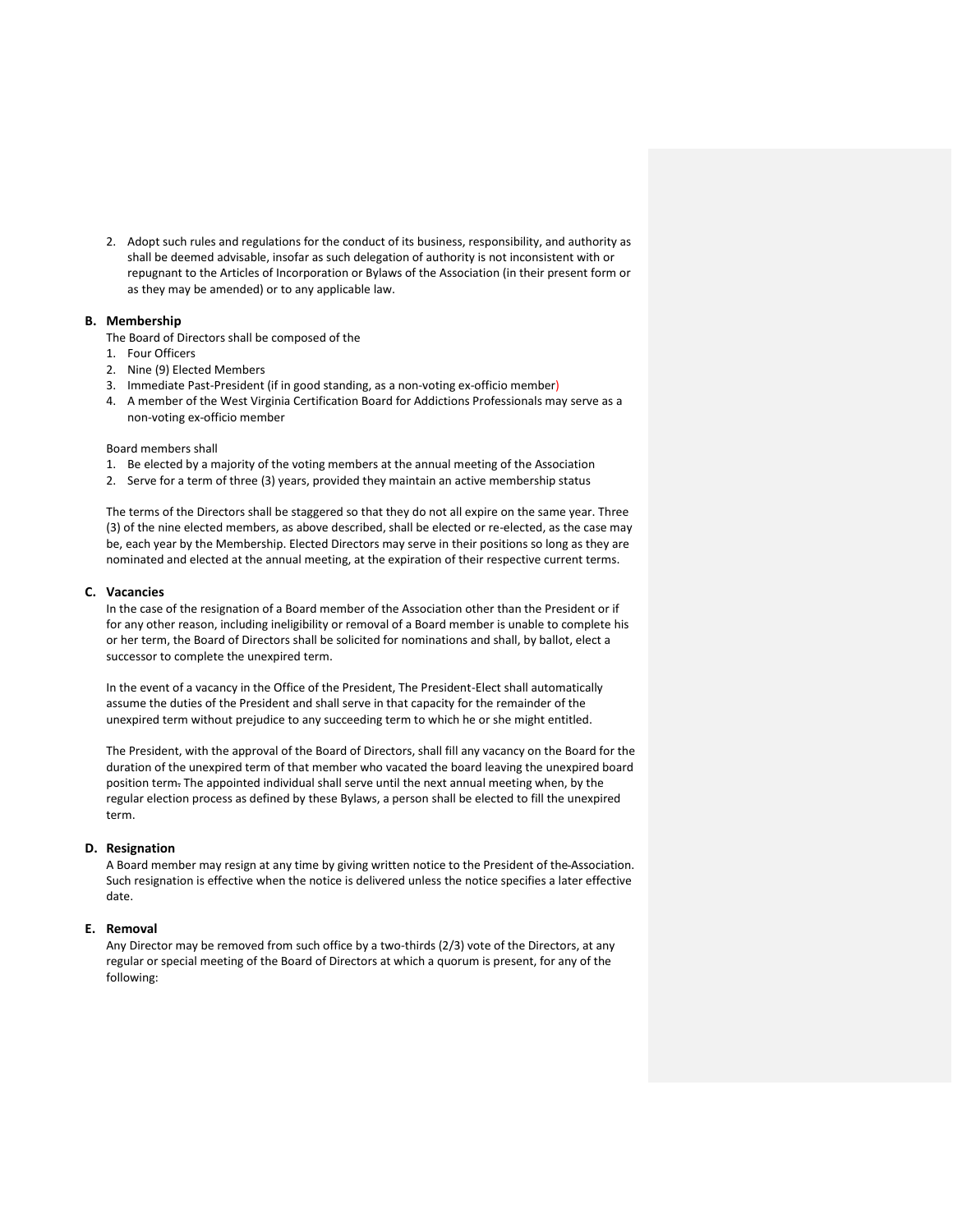2. Adopt such rules and regulations for the conduct of its business, responsibility, and authority as shall be deemed advisable, insofar as such delegation of authority is not inconsistent with or repugnant to the Articles of Incorporation or Bylaws of the Association (in their present form or as they may be amended) or to any applicable law.

### B. Membership

The Board of Directors shall be composed of the

1. Four Officers
2. Nine (9) Elected Members
3. Immediate Past-President (if in good standing, as a non-voting ex-officio member)
4. A member of the West Virginia Certification Board for Addictions Professionals may serve as a non-voting ex-officio member

Board members shall

1. Be elected by a majority of the voting members at the annual meeting of the Association
2. Serve for a term of three (3) years, provided they maintain an active membership status

The terms of the Directors shall be staggered so that they do not all expire on the same year. Three (3) of the nine elected members, as above described, shall be elected or re-elected, as the case may be, each year by the Membership. Elected Directors may serve in their positions so long as they are nominated and elected at the annual meeting, at the expiration of their respective current terms.

### C. Vacancies

In the case of the resignation of a Board member of the Association other than the President or if for any other reason, including ineligibility or removal of a Board member is unable to complete his or her term, the Board of Directors shall be solicited for nominations and shall, by ballot, elect a successor to complete the unexpired term.

In the event of a vacancy in the Office of the President, The President-Elect shall automatically assume the duties of the President and shall serve in that capacity for the remainder of the unexpired term without prejudice to any succeeding term to which he or she might entitled.

The President, with the approval of the Board of Directors, shall fill any vacancy on the Board for the duration of the unexpired term of that member who vacated the board leaving the unexpired board position term. The appointed individual shall serve until the next annual meeting when, by the regular election process as defined by these Bylaws, a person shall be elected to fill the unexpired term.

### D. Resignation

A Board member may resign at any time by giving written notice to the President of the Association. Such resignation is effective when the notice is delivered unless the notice specifies a later effective date.

### E. Removal

Any Director may be removed from such office by a two-thirds (2/3) vote of the Directors, at any regular or special meeting of the Board of Directors at which a quorum is present, for any of the following: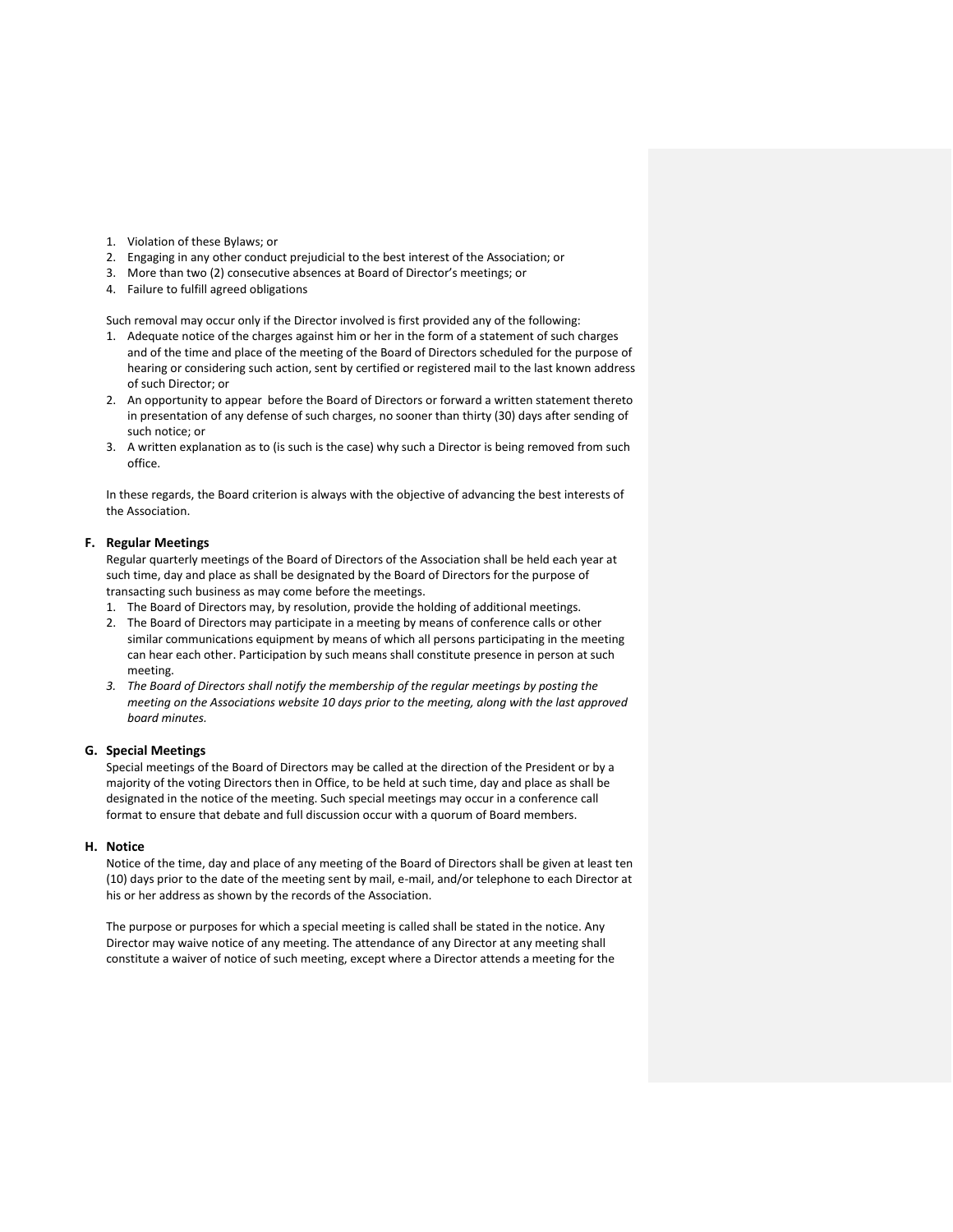1. Violation of these Bylaws; or
2. Engaging in any other conduct prejudicial to the best interest of the Association; or
3. More than two (2) consecutive absences at Board of Director's meetings; or
4. Failure to fulfill agreed obligations

Such removal may occur only if the Director involved is first provided any of the following:

1. Adequate notice of the charges against him or her in the form of a statement of such charges and of the time and place of the meeting of the Board of Directors scheduled for the purpose of hearing or considering such action, sent by certified or registered mail to the last known address of such Director; or
2. An opportunity to appear before the Board of Directors or forward a written statement thereto in presentation of any defense of such charges, no sooner than thirty (30) days after sending of such notice; or
3. A written explanation as to (is such is the case) why such a Director is being removed from such office.

In these regards, the Board criterion is always with the objective of advancing the best interests of the Association.

### F. Regular Meetings

Regular quarterly meetings of the Board of Directors of the Association shall be held each year at such time, day and place as shall be designated by the Board of Directors for the purpose of transacting such business as may come before the meetings.

1. The Board of Directors may, by resolution, provide the holding of additional meetings.
2. The Board of Directors may participate in a meeting by means of conference calls or other similar communications equipment by means of which all persons participating in the meeting can hear each other. Participation by such means shall constitute presence in person at such meeting.
3. *The Board of Directors shall notify the membership of the regular meetings by posting the meeting on the Associations website 10 days prior to the meeting, along with the last approved board minutes.*

### G. Special Meetings

Special meetings of the Board of Directors may be called at the direction of the President or by a majority of the voting Directors then in Office, to be held at such time, day and place as shall be designated in the notice of the meeting. Such special meetings may occur in a conference call format to ensure that debate and full discussion occur with a quorum of Board members.

### H. Notice

Notice of the time, day and place of any meeting of the Board of Directors shall be given at least ten (10) days prior to the date of the meeting sent by mail, e-mail, and/or telephone to each Director at his or her address as shown by the records of the Association.

The purpose or purposes for which a special meeting is called shall be stated in the notice. Any Director may waive notice of any meeting. The attendance of any Director at any meeting shall constitute a waiver of notice of such meeting, except where a Director attends a meeting for the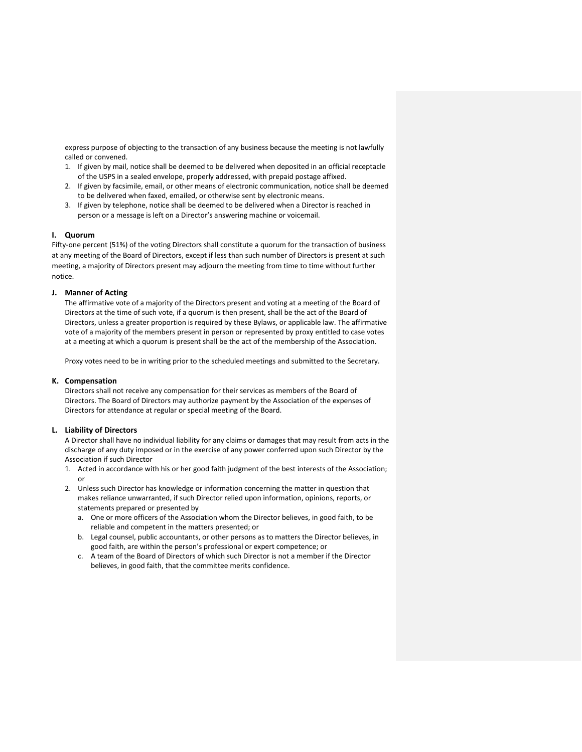express purpose of objecting to the transaction of any business because the meeting is not lawfully called or convened.

1. If given by mail, notice shall be deemed to be delivered when deposited in an official receptacle of the USPS in a sealed envelope, properly addressed, with prepaid postage affixed.
2. If given by facsimile, email, or other means of electronic communication, notice shall be deemed to be delivered when faxed, emailed, or otherwise sent by electronic means.
3. If given by telephone, notice shall be deemed to be delivered when a Director is reached in person or a message is left on a Director's answering machine or voicemail.

### I. Quorum

Fifty-one percent (51%) of the voting Directors shall constitute a quorum for the transaction of business at any meeting of the Board of Directors, except if less than such number of Directors is present at such meeting, a majority of Directors present may adjourn the meeting from time to time without further notice.

### J. Manner of Acting

The affirmative vote of a majority of the Directors present and voting at a meeting of the Board of Directors at the time of such vote, if a quorum is then present, shall be the act of the Board of Directors, unless a greater proportion is required by these Bylaws, or applicable law. The affirmative vote of a majority of the members present in person or represented by proxy entitled to case votes at a meeting at which a quorum is present shall be the act of the membership of the Association.

Proxy votes need to be in writing prior to the scheduled meetings and submitted to the Secretary.

### K. Compensation

Directors shall not receive any compensation for their services as members of the Board of Directors. The Board of Directors may authorize payment by the Association of the expenses of Directors for attendance at regular or special meeting of the Board.

### L. Liability of Directors

A Director shall have no individual liability for any claims or damages that may result from acts in the discharge of any duty imposed or in the exercise of any power conferred upon such Director by the Association if such Director

1. Acted in accordance with his or her good faith judgment of the best interests of the Association; or
2. Unless such Director has knowledge or information concerning the matter in question that makes reliance unwarranted, if such Director relied upon information, opinions, reports, or statements prepared or presented by
   a. One or more officers of the Association whom the Director believes, in good faith, to be reliable and competent in the matters presented; or
   b. Legal counsel, public accountants, or other persons as to matters the Director believes, in good faith, are within the person's professional or expert competence; or
   c. A team of the Board of Directors of which such Director is not a member if the Director believes, in good faith, that the committee merits confidence.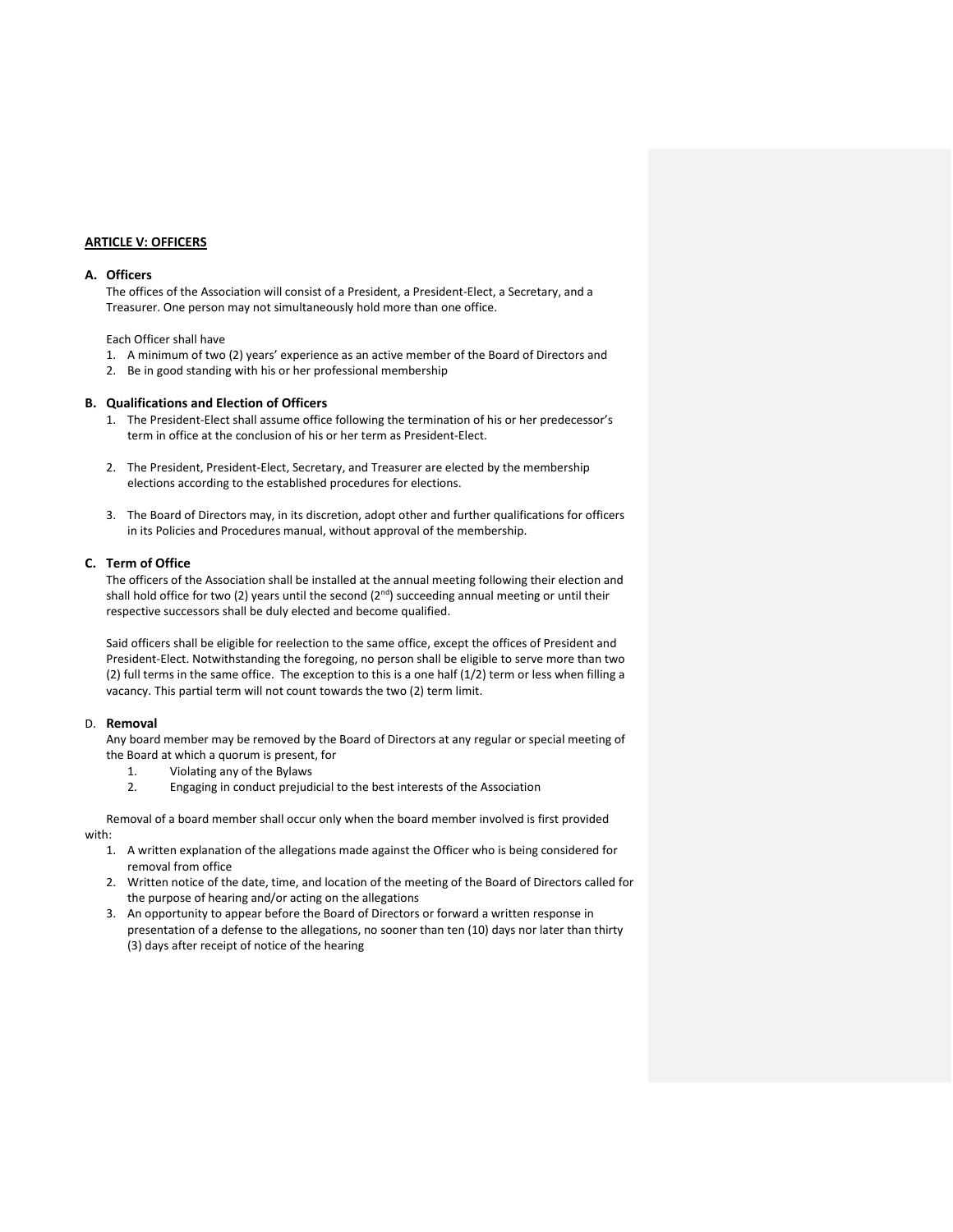## ARTICLE V: OFFICERS

### A. Officers

The offices of the Association will consist of a President, a President-Elect, a Secretary, and a Treasurer. One person may not simultaneously hold more than one office.

Each Officer shall have

1. A minimum of two (2) years' experience as an active member of the Board of Directors and
2. Be in good standing with his or her professional membership

### B. Qualifications and Election of Officers

1. The President-Elect shall assume office following the termination of his or her predecessor's term in office at the conclusion of his or her term as President-Elect.
2. The President, President-Elect, Secretary, and Treasurer are elected by the membership elections according to the established procedures for elections.
3. The Board of Directors may, in its discretion, adopt other and further qualifications for officers in its Policies and Procedures manual, without approval of the membership.

### C. Term of Office

The officers of the Association shall be installed at the annual meeting following their election and shall hold office for two (2) years until the second (2nd) succeeding annual meeting or until their respective successors shall be duly elected and become qualified.

Said officers shall be eligible for reelection to the same office, except the offices of President and President-Elect. Notwithstanding the foregoing, no person shall be eligible to serve more than two (2) full terms in the same office. The exception to this is a one half (1/2) term or less when filling a vacancy. This partial term will not count towards the two (2) term limit.

### D. Removal

Any board member may be removed by the Board of Directors at any regular or special meeting of the Board at which a quorum is present, for

1. Violating any of the Bylaws
2. Engaging in conduct prejudicial to the best interests of the Association

Removal of a board member shall occur only when the board member involved is first provided with:

1. A written explanation of the allegations made against the Officer who is being considered for removal from office
2. Written notice of the date, time, and location of the meeting of the Board of Directors called for the purpose of hearing and/or acting on the allegations
3. An opportunity to appear before the Board of Directors or forward a written response in presentation of a defense to the allegations, no sooner than ten (10) days nor later than thirty (3) days after receipt of notice of the hearing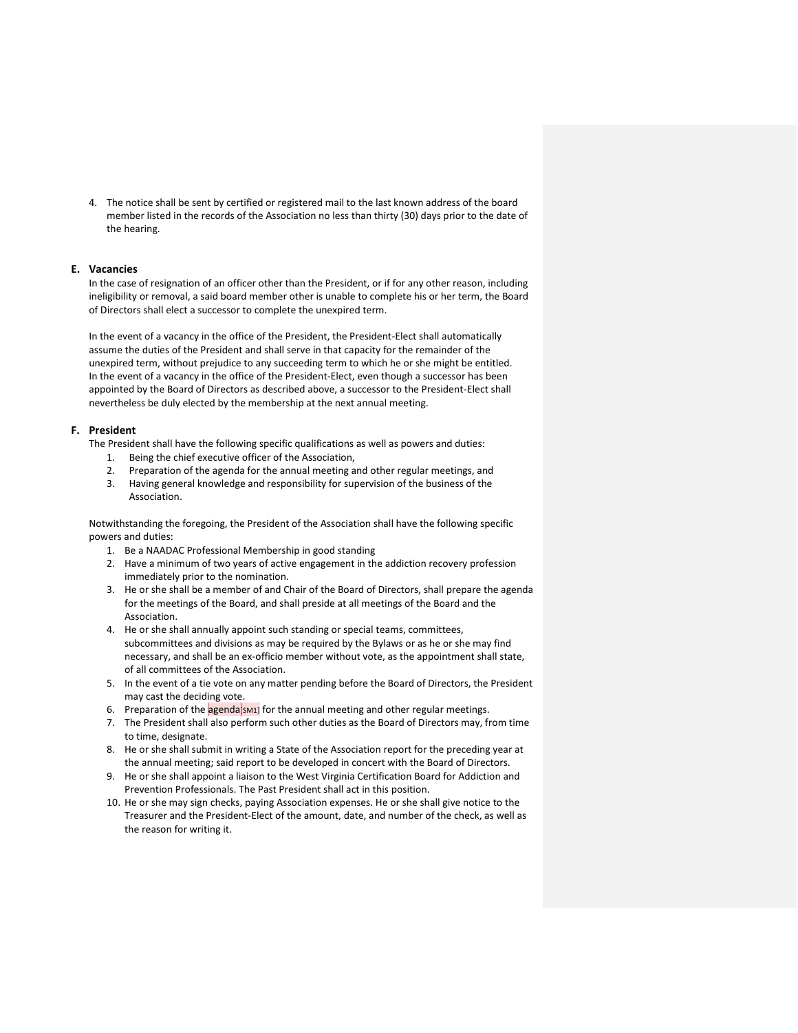4. The notice shall be sent by certified or registered mail to the last known address of the board member listed in the records of the Association no less than thirty (30) days prior to the date of the hearing.

**E. Vacancies**

In the case of resignation of an officer other than the President, or if for any other reason, including ineligibility or removal, a said board member other is unable to complete his or her term, the Board of Directors shall elect a successor to complete the unexpired term.

In the event of a vacancy in the office of the President, the President-Elect shall automatically assume the duties of the President and shall serve in that capacity for the remainder of the unexpired term, without prejudice to any succeeding term to which he or she might be entitled. In the event of a vacancy in the office of the President-Elect, even though a successor has been appointed by the Board of Directors as described above, a successor to the President-Elect shall nevertheless be duly elected by the membership at the next annual meeting.

**F. President**

The President shall have the following specific qualifications as well as powers and duties:

1. Being the chief executive officer of the Association,
2. Preparation of the agenda for the annual meeting and other regular meetings, and
3. Having general knowledge and responsibility for supervision of the business of the Association.

Notwithstanding the foregoing, the President of the Association shall have the following specific powers and duties:

1. Be a NAADAC Professional Membership in good standing
2. Have a minimum of two years of active engagement in the addiction recovery profession immediately prior to the nomination.
3. He or she shall be a member of and Chair of the Board of Directors, shall prepare the agenda for the meetings of the Board, and shall preside at all meetings of the Board and the Association.
4. He or she shall annually appoint such standing or special teams, committees, subcommittees and divisions as may be required by the Bylaws or as he or she may find necessary, and shall be an ex-officio member without vote, as the appointment shall state, of all committees of the Association.
5. In the event of a tie vote on any matter pending before the Board of Directors, the President may cast the deciding vote.
6. Preparation of the agenda[SM1] for the annual meeting and other regular meetings.
7. The President shall also perform such other duties as the Board of Directors may, from time to time, designate.
8. He or she shall submit in writing a State of the Association report for the preceding year at the annual meeting; said report to be developed in concert with the Board of Directors.
9. He or she shall appoint a liaison to the West Virginia Certification Board for Addiction and Prevention Professionals. The Past President shall act in this position.
10. He or she may sign checks, paying Association expenses. He or she shall give notice to the Treasurer and the President-Elect of the amount, date, and number of the check, as well as the reason for writing it.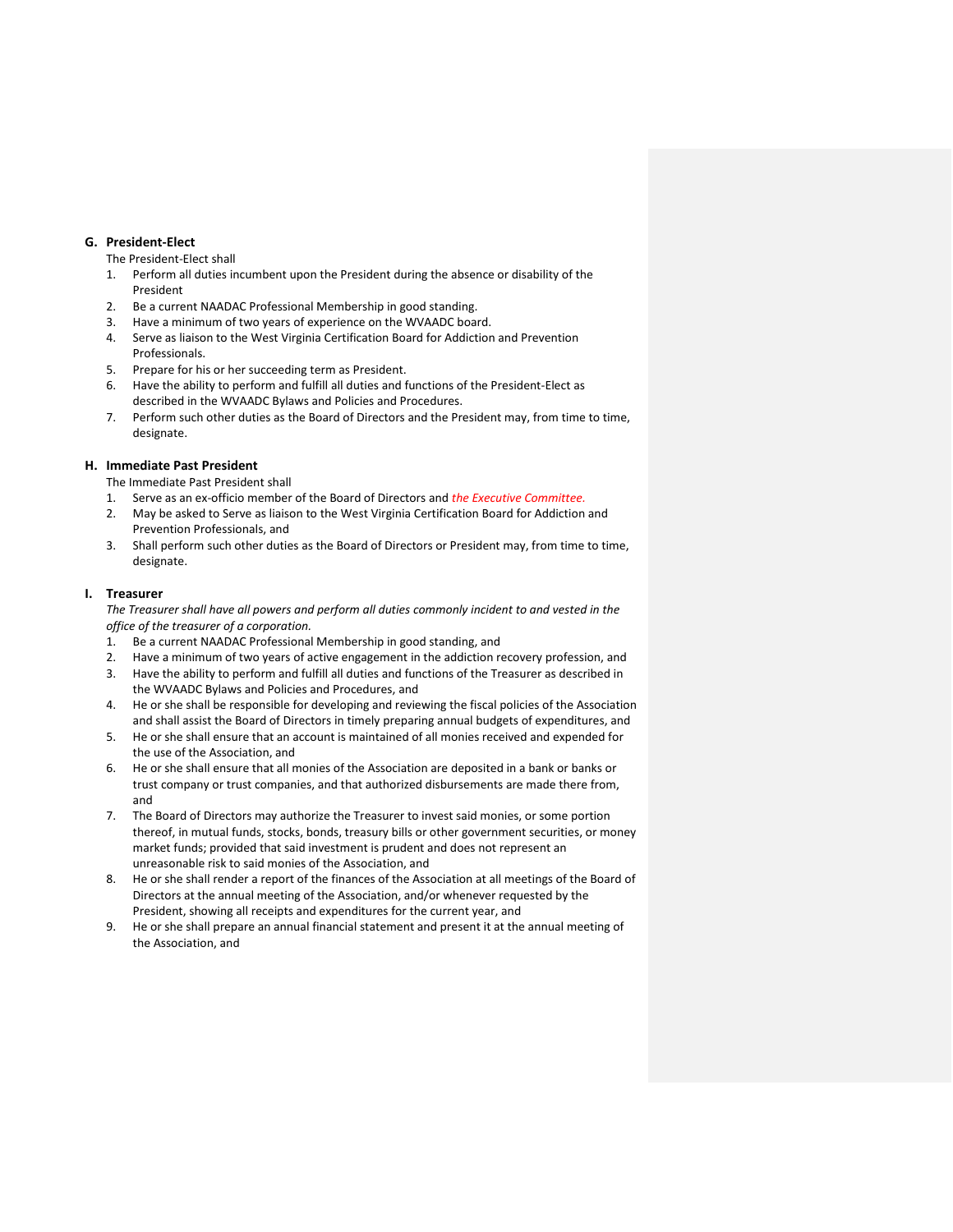**G. President-Elect**

The President-Elect shall

1. Perform all duties incumbent upon the President during the absence or disability of the President
2. Be a current NAADAC Professional Membership in good standing.
3. Have a minimum of two years of experience on the WVAADC board.
4. Serve as liaison to the West Virginia Certification Board for Addiction and Prevention Professionals.
5. Prepare for his or her succeeding term as President.
6. Have the ability to perform and fulfill all duties and functions of the President-Elect as described in the WVAADC Bylaws and Policies and Procedures.
7. Perform such other duties as the Board of Directors and the President may, from time to time, designate.

**H. Immediate Past President**

The Immediate Past President shall

1. Serve as an ex-officio member of the Board of Directors and *the Executive Committee.*
2. May be asked to Serve as liaison to the West Virginia Certification Board for Addiction and Prevention Professionals, and
3. Shall perform such other duties as the Board of Directors or President may, from time to time, designate.

**I. Treasurer**

*The Treasurer shall have all powers and perform all duties commonly incident to and vested in the office of the treasurer of a corporation.*

1. Be a current NAADAC Professional Membership in good standing, and
2. Have a minimum of two years of active engagement in the addiction recovery profession, and
3. Have the ability to perform and fulfill all duties and functions of the Treasurer as described in the WVAADC Bylaws and Policies and Procedures, and
4. He or she shall be responsible for developing and reviewing the fiscal policies of the Association and shall assist the Board of Directors in timely preparing annual budgets of expenditures, and
5. He or she shall ensure that an account is maintained of all monies received and expended for the use of the Association, and
6. He or she shall ensure that all monies of the Association are deposited in a bank or banks or trust company or trust companies, and that authorized disbursements are made there from, and
7. The Board of Directors may authorize the Treasurer to invest said monies, or some portion thereof, in mutual funds, stocks, bonds, treasury bills or other government securities, or money market funds; provided that said investment is prudent and does not represent an unreasonable risk to said monies of the Association, and
8. He or she shall render a report of the finances of the Association at all meetings of the Board of Directors at the annual meeting of the Association, and/or whenever requested by the President, showing all receipts and expenditures for the current year, and
9. He or she shall prepare an annual financial statement and present it at the annual meeting of the Association, and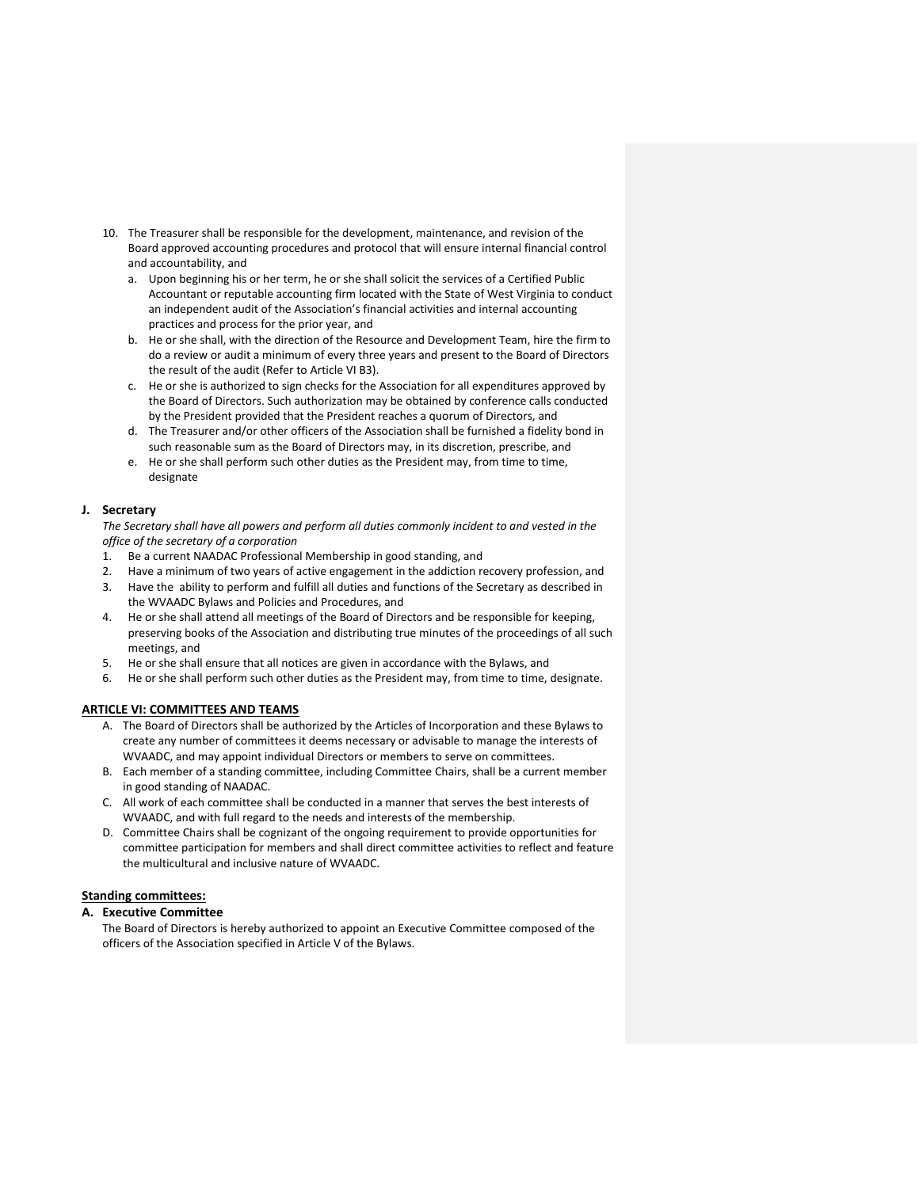10. The Treasurer shall be responsible for the development, maintenance, and revision of the Board approved accounting procedures and protocol that will ensure internal financial control and accountability, and
    a. Upon beginning his or her term, he or she shall solicit the services of a Certified Public Accountant or reputable accounting firm located with the State of West Virginia to conduct an independent audit of the Association's financial activities and internal accounting practices and process for the prior year, and
    b. He or she shall, with the direction of the Resource and Development Team, hire the firm to do a review or audit a minimum of every three years and present to the Board of Directors the result of the audit (Refer to Article VI B3).
    c. He or she is authorized to sign checks for the Association for all expenditures approved by the Board of Directors. Such authorization may be obtained by conference calls conducted by the President provided that the President reaches a quorum of Directors, and
    d. The Treasurer and/or other officers of the Association shall be furnished a fidelity bond in such reasonable sum as the Board of Directors may, in its discretion, prescribe, and
    e. He or she shall perform such other duties as the President may, from time to time, designate

### J. Secretary

*The Secretary shall have all powers and perform all duties commonly incident to and vested in the office of the secretary of a corporation*

1. Be a current NAADAC Professional Membership in good standing, and
2. Have a minimum of two years of active engagement in the addiction recovery profession, and
3. Have the ability to perform and fulfill all duties and functions of the Secretary as described in the WVAADC Bylaws and Policies and Procedures, and
4. He or she shall attend all meetings of the Board of Directors and be responsible for keeping, preserving books of the Association and distributing true minutes of the proceedings of all such meetings, and
5. He or she shall ensure that all notices are given in accordance with the Bylaws, and
6. He or she shall perform such other duties as the President may, from time to time, designate.

## ARTICLE VI: COMMITTEES AND TEAMS

A. The Board of Directors shall be authorized by the Articles of Incorporation and these Bylaws to create any number of committees it deems necessary or advisable to manage the interests of WVAADC, and may appoint individual Directors or members to serve on committees.
B. Each member of a standing committee, including Committee Chairs, shall be a current member in good standing of NAADAC.
C. All work of each committee shall be conducted in a manner that serves the best interests of WVAADC, and with full regard to the needs and interests of the membership.
D. Committee Chairs shall be cognizant of the ongoing requirement to provide opportunities for committee participation for members and shall direct committee activities to reflect and feature the multicultural and inclusive nature of WVAADC.

**Standing committees:**

### A. Executive Committee

The Board of Directors is hereby authorized to appoint an Executive Committee composed of the officers of the Association specified in Article V of the Bylaws.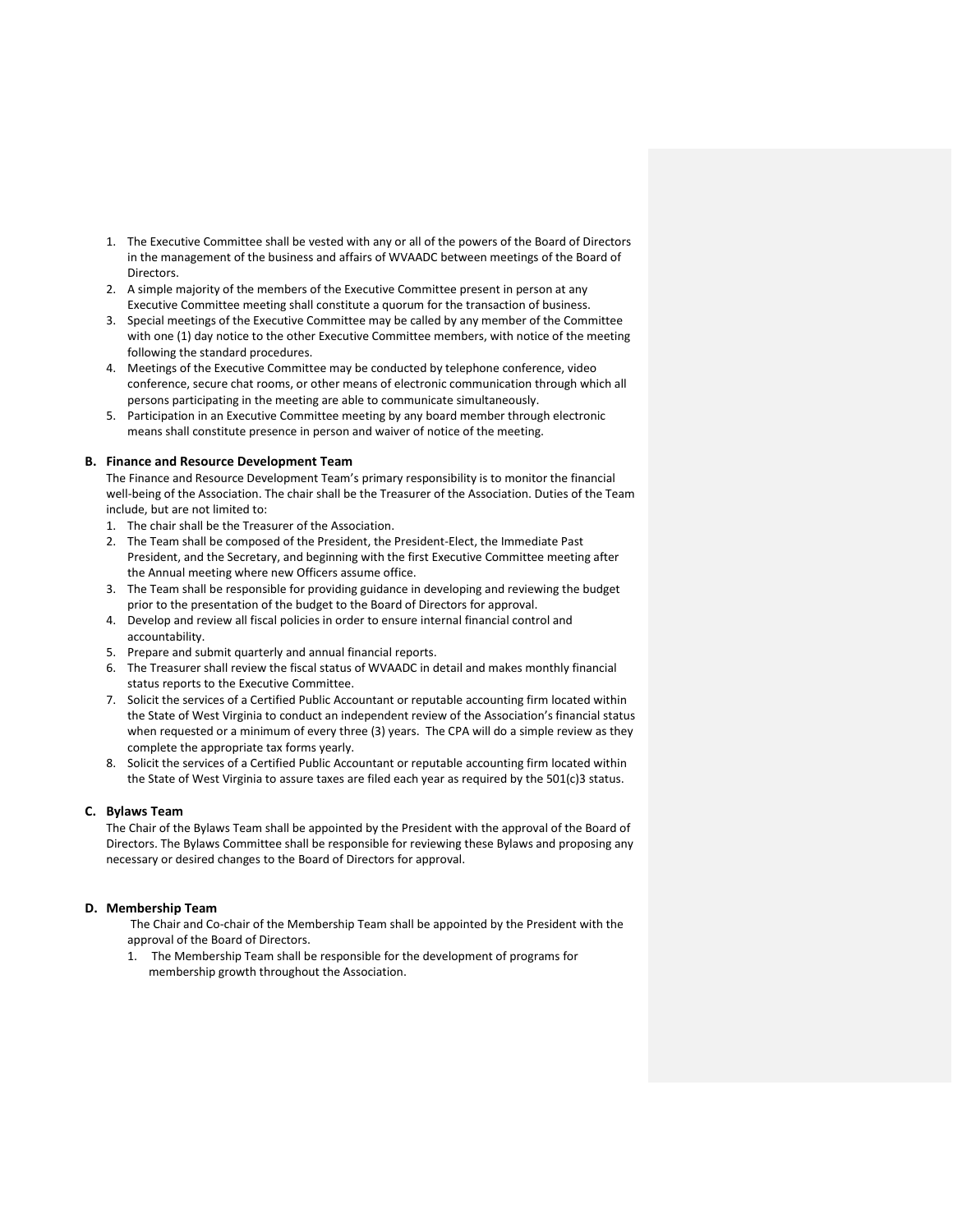1. The Executive Committee shall be vested with any or all of the powers of the Board of Directors in the management of the business and affairs of WVAADC between meetings of the Board of Directors.
2. A simple majority of the members of the Executive Committee present in person at any Executive Committee meeting shall constitute a quorum for the transaction of business.
3. Special meetings of the Executive Committee may be called by any member of the Committee with one (1) day notice to the other Executive Committee members, with notice of the meeting following the standard procedures.
4. Meetings of the Executive Committee may be conducted by telephone conference, video conference, secure chat rooms, or other means of electronic communication through which all persons participating in the meeting are able to communicate simultaneously.
5. Participation in an Executive Committee meeting by any board member through electronic means shall constitute presence in person and waiver of notice of the meeting.

**B. Finance and Resource Development Team**

The Finance and Resource Development Team's primary responsibility is to monitor the financial well-being of the Association. The chair shall be the Treasurer of the Association. Duties of the Team include, but are not limited to:

1. The chair shall be the Treasurer of the Association.
2. The Team shall be composed of the President, the President-Elect, the Immediate Past President, and the Secretary, and beginning with the first Executive Committee meeting after the Annual meeting where new Officers assume office.
3. The Team shall be responsible for providing guidance in developing and reviewing the budget prior to the presentation of the budget to the Board of Directors for approval.
4. Develop and review all fiscal policies in order to ensure internal financial control and accountability.
5. Prepare and submit quarterly and annual financial reports.
6. The Treasurer shall review the fiscal status of WVAADC in detail and makes monthly financial status reports to the Executive Committee.
7. Solicit the services of a Certified Public Accountant or reputable accounting firm located within the State of West Virginia to conduct an independent review of the Association's financial status when requested or a minimum of every three (3) years. The CPA will do a simple review as they complete the appropriate tax forms yearly.
8. Solicit the services of a Certified Public Accountant or reputable accounting firm located within the State of West Virginia to assure taxes are filed each year as required by the 501(c)3 status.

**C. Bylaws Team**

The Chair of the Bylaws Team shall be appointed by the President with the approval of the Board of Directors. The Bylaws Committee shall be responsible for reviewing these Bylaws and proposing any necessary or desired changes to the Board of Directors for approval.

**D. Membership Team**

The Chair and Co-chair of the Membership Team shall be appointed by the President with the approval of the Board of Directors.

1. The Membership Team shall be responsible for the development of programs for membership growth throughout the Association.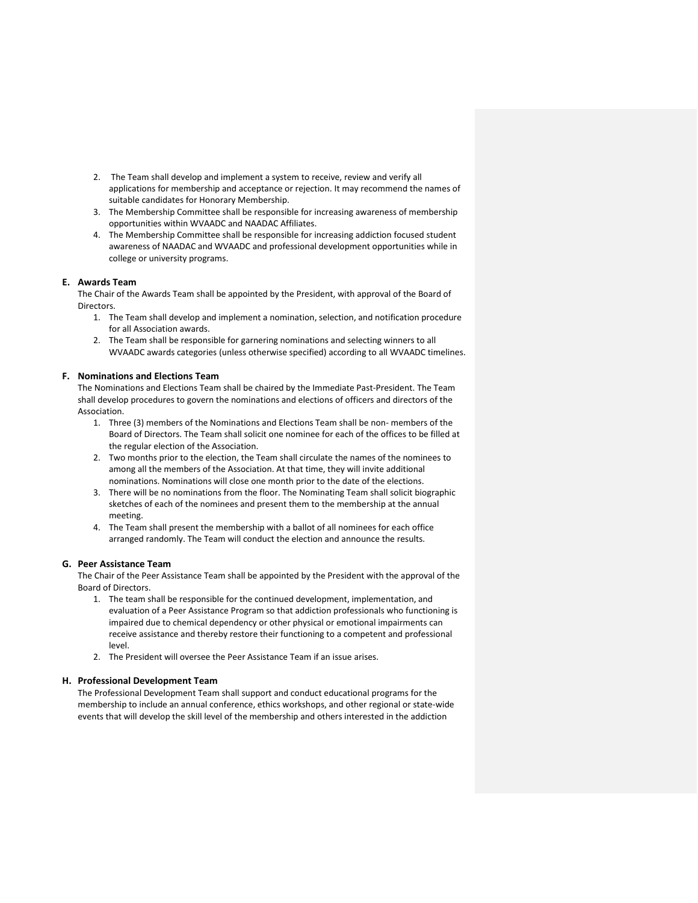2. The Team shall develop and implement a system to receive, review and verify all applications for membership and acceptance or rejection. It may recommend the names of suitable candidates for Honorary Membership.
3. The Membership Committee shall be responsible for increasing awareness of membership opportunities within WVAADC and NAADAC Affiliates.
4. The Membership Committee shall be responsible for increasing addiction focused student awareness of NAADAC and WVAADC and professional development opportunities while in college or university programs.

**E. Awards Team**

The Chair of the Awards Team shall be appointed by the President, with approval of the Board of Directors.

1. The Team shall develop and implement a nomination, selection, and notification procedure for all Association awards.
2. The Team shall be responsible for garnering nominations and selecting winners to all WVAADC awards categories (unless otherwise specified) according to all WVAADC timelines.

**F. Nominations and Elections Team**

The Nominations and Elections Team shall be chaired by the Immediate Past-President. The Team shall develop procedures to govern the nominations and elections of officers and directors of the Association.

1. Three (3) members of the Nominations and Elections Team shall be non- members of the Board of Directors. The Team shall solicit one nominee for each of the offices to be filled at the regular election of the Association.
2. Two months prior to the election, the Team shall circulate the names of the nominees to among all the members of the Association. At that time, they will invite additional nominations. Nominations will close one month prior to the date of the elections.
3. There will be no nominations from the floor. The Nominating Team shall solicit biographic sketches of each of the nominees and present them to the membership at the annual meeting.
4. The Team shall present the membership with a ballot of all nominees for each office arranged randomly. The Team will conduct the election and announce the results.

**G. Peer Assistance Team**

The Chair of the Peer Assistance Team shall be appointed by the President with the approval of the Board of Directors.

1. The team shall be responsible for the continued development, implementation, and evaluation of a Peer Assistance Program so that addiction professionals who functioning is impaired due to chemical dependency or other physical or emotional impairments can receive assistance and thereby restore their functioning to a competent and professional level.
2. The President will oversee the Peer Assistance Team if an issue arises.

**H. Professional Development Team**

The Professional Development Team shall support and conduct educational programs for the membership to include an annual conference, ethics workshops, and other regional or state-wide events that will develop the skill level of the membership and others interested in the addiction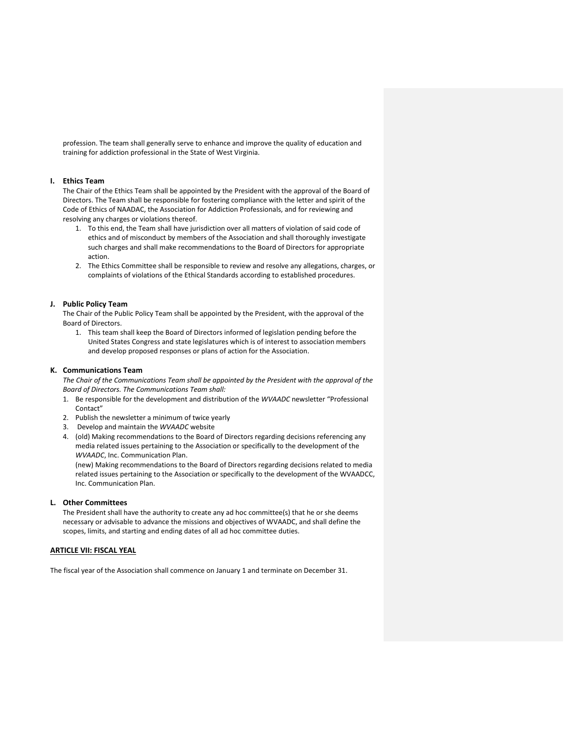profession. The team shall generally serve to enhance and improve the quality of education and training for addiction professional in the State of West Virginia.

### I. Ethics Team

The Chair of the Ethics Team shall be appointed by the President with the approval of the Board of Directors. The Team shall be responsible for fostering compliance with the letter and spirit of the Code of Ethics of NAADAC, the Association for Addiction Professionals, and for reviewing and resolving any charges or violations thereof.

1. To this end, the Team shall have jurisdiction over all matters of violation of said code of ethics and of misconduct by members of the Association and shall thoroughly investigate such charges and shall make recommendations to the Board of Directors for appropriate action.
2. The Ethics Committee shall be responsible to review and resolve any allegations, charges, or complaints of violations of the Ethical Standards according to established procedures.

### J. Public Policy Team

The Chair of the Public Policy Team shall be appointed by the President, with the approval of the Board of Directors.

1. This team shall keep the Board of Directors informed of legislation pending before the United States Congress and state legislatures which is of interest to association members and develop proposed responses or plans of action for the Association.

### K. Communications Team

*The Chair of the Communications Team shall be appointed by the President with the approval of the Board of Directors. The Communications Team shall:*

1. Be responsible for the development and distribution of the *WVAADC* newsletter "Professional Contact"
2. Publish the newsletter a minimum of twice yearly
3. Develop and maintain the *WVAADC* website
4. (old) Making recommendations to the Board of Directors regarding decisions referencing any media related issues pertaining to the Association or specifically to the development of the *WVAADC*, Inc. Communication Plan.
   (new) Making recommendations to the Board of Directors regarding decisions related to media related issues pertaining to the Association or specifically to the development of the WVAADCC, Inc. Communication Plan.

### L. Other Committees

The President shall have the authority to create any ad hoc committee(s) that he or she deems necessary or advisable to advance the missions and objectives of WVAADC, and shall define the scopes, limits, and starting and ending dates of all ad hoc committee duties.

## ARTICLE VII: FISCAL YEAL

The fiscal year of the Association shall commence on January 1 and terminate on December 31.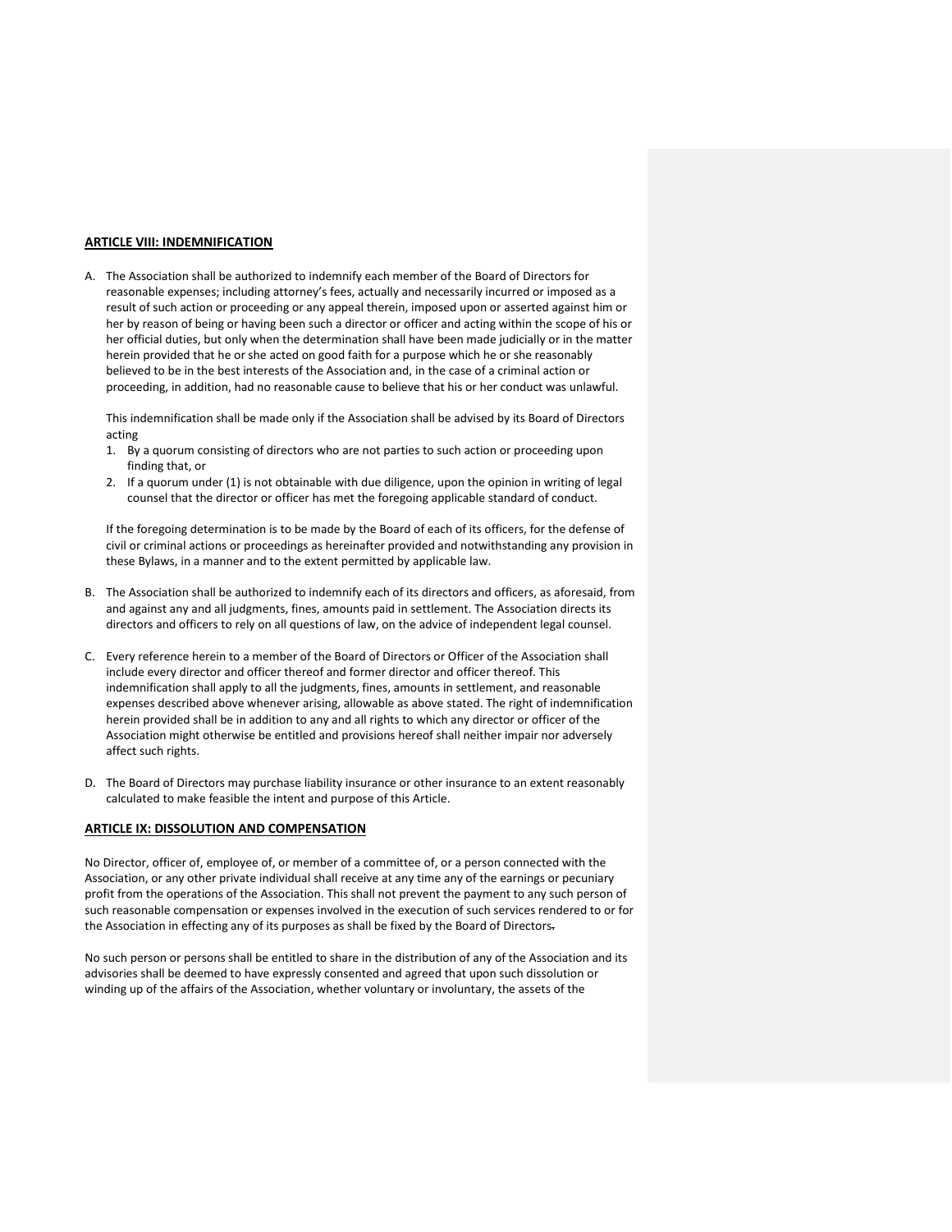**ARTICLE VIII: INDEMNIFICATION**

A. The Association shall be authorized to indemnify each member of the Board of Directors for reasonable expenses; including attorney's fees, actually and necessarily incurred or imposed as a result of such action or proceeding or any appeal therein, imposed upon or asserted against him or her by reason of being or having been such a director or officer and acting within the scope of his or her official duties, but only when the determination shall have been made judicially or in the matter herein provided that he or she acted on good faith for a purpose which he or she reasonably believed to be in the best interests of the Association and, in the case of a criminal action or proceeding, in addition, had no reasonable cause to believe that his or her conduct was unlawful.

   This indemnification shall be made only if the Association shall be advised by its Board of Directors acting

   1. By a quorum consisting of directors who are not parties to such action or proceeding upon finding that, or
   2. If a quorum under (1) is not obtainable with due diligence, upon the opinion in writing of legal counsel that the director or officer has met the foregoing applicable standard of conduct.

   If the foregoing determination is to be made by the Board of each of its officers, for the defense of civil or criminal actions or proceedings as hereinafter provided and notwithstanding any provision in these Bylaws, in a manner and to the extent permitted by applicable law.

B. The Association shall be authorized to indemnify each of its directors and officers, as aforesaid, from and against any and all judgments, fines, amounts paid in settlement. The Association directs its directors and officers to rely on all questions of law, on the advice of independent legal counsel.

C. Every reference herein to a member of the Board of Directors or Officer of the Association shall include every director and officer thereof and former director and officer thereof. This indemnification shall apply to all the judgments, fines, amounts in settlement, and reasonable expenses described above whenever arising, allowable as above stated. The right of indemnification herein provided shall be in addition to any and all rights to which any director or officer of the Association might otherwise be entitled and provisions hereof shall neither impair nor adversely affect such rights.

D. The Board of Directors may purchase liability insurance or other insurance to an extent reasonably calculated to make feasible the intent and purpose of this Article.

**ARTICLE IX: DISSOLUTION AND COMPENSATION**

No Director, officer of, employee of, or member of a committee of, or a person connected with the Association, or any other private individual shall receive at any time any of the earnings or pecuniary profit from the operations of the Association. This shall not prevent the payment to any such person of such reasonable compensation or expenses involved in the execution of such services rendered to or for the Association in effecting any of its purposes as shall be fixed by the Board of Directors.

No such person or persons shall be entitled to share in the distribution of any of the Association and its advisories shall be deemed to have expressly consented and agreed that upon such dissolution or winding up of the affairs of the Association, whether voluntary or involuntary, the assets of the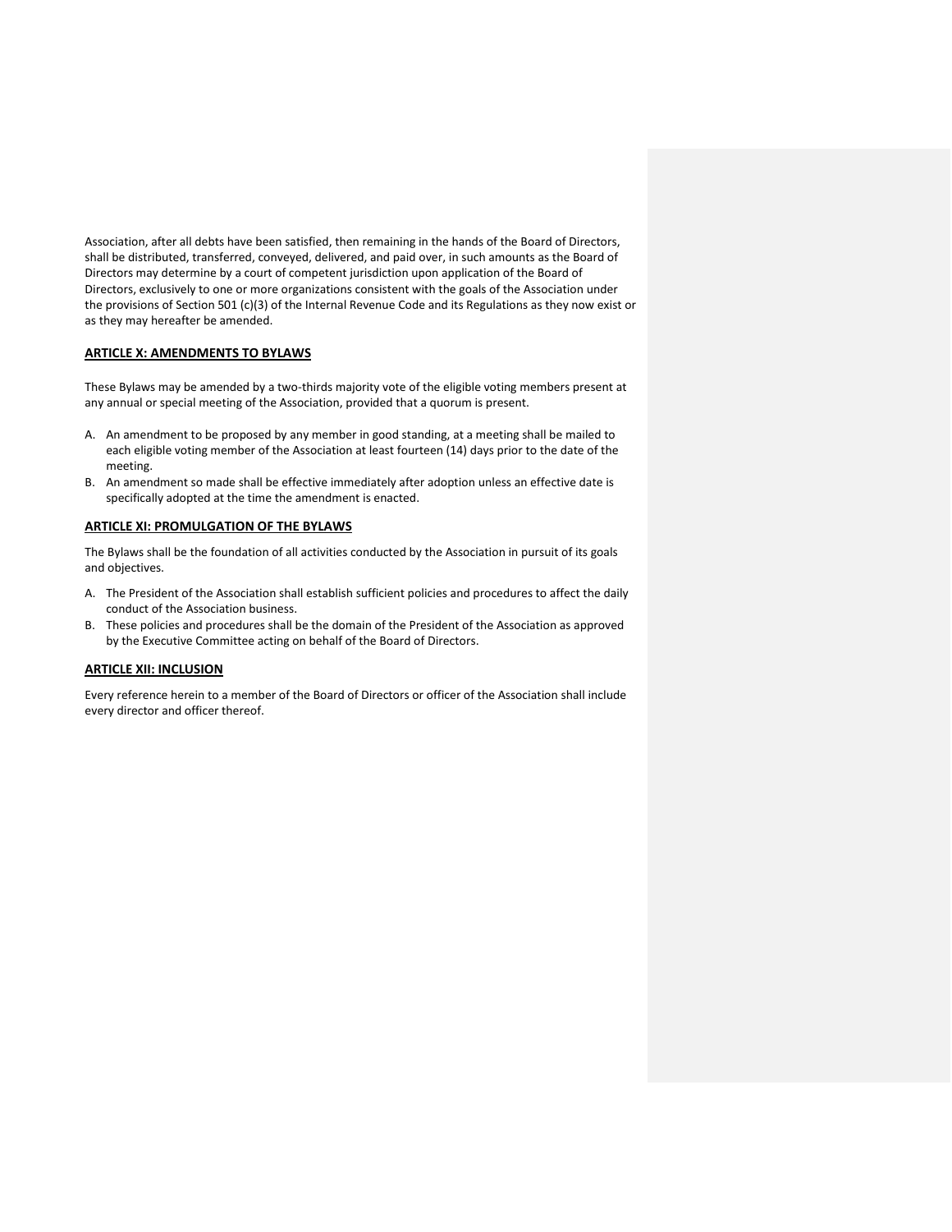Association, after all debts have been satisfied, then remaining in the hands of the Board of Directors, shall be distributed, transferred, conveyed, delivered, and paid over, in such amounts as the Board of Directors may determine by a court of competent jurisdiction upon application of the Board of Directors, exclusively to one or more organizations consistent with the goals of the Association under the provisions of Section 501 (c)(3) of the Internal Revenue Code and its Regulations as they now exist or as they may hereafter be amended.

## **ARTICLE X: AMENDMENTS TO BYLAWS**

These Bylaws may be amended by a two-thirds majority vote of the eligible voting members present at any annual or special meeting of the Association, provided that a quorum is present.

A. An amendment to be proposed by any member in good standing, at a meeting shall be mailed to each eligible voting member of the Association at least fourteen (14) days prior to the date of the meeting.
B. An amendment so made shall be effective immediately after adoption unless an effective date is specifically adopted at the time the amendment is enacted.

## **ARTICLE XI: PROMULGATION OF THE BYLAWS**

The Bylaws shall be the foundation of all activities conducted by the Association in pursuit of its goals and objectives.

A. The President of the Association shall establish sufficient policies and procedures to affect the daily conduct of the Association business.
B. These policies and procedures shall be the domain of the President of the Association as approved by the Executive Committee acting on behalf of the Board of Directors.

## **ARTICLE XII: INCLUSION**

Every reference herein to a member of the Board of Directors or officer of the Association shall include every director and officer thereof.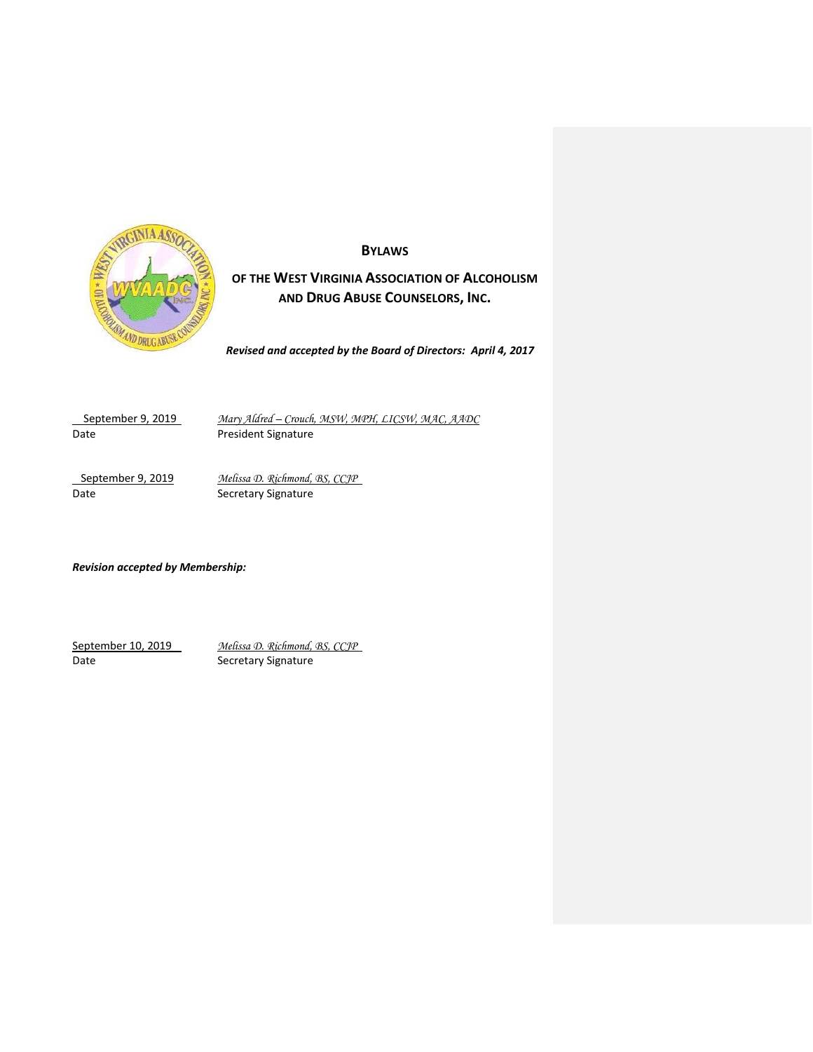**BYLAWS**

**OF THE WEST VIRGINIA ASSOCIATION OF ALCOHOLISM AND DRUG ABUSE COUNSELORS, INC.**

***Revised and accepted by the Board of Directors: April 4, 2017***

| | |
|---|---|
| September 9, 2019 | *Mary Aldred – Crouch, MSW, MPH, LICSW, MAC, AADC* |
| Date | President Signature |

| | |
|---|---|
| September 9, 2019 | *Melissa D. Richmond, BS, CCJP* |
| Date | Secretary Signature |

***Revision accepted by Membership:***

| | |
|---|---|
| September 10, 2019 | *Melissa D. Richmond, BS, CCJP* |
| Date | Secretary Signature |